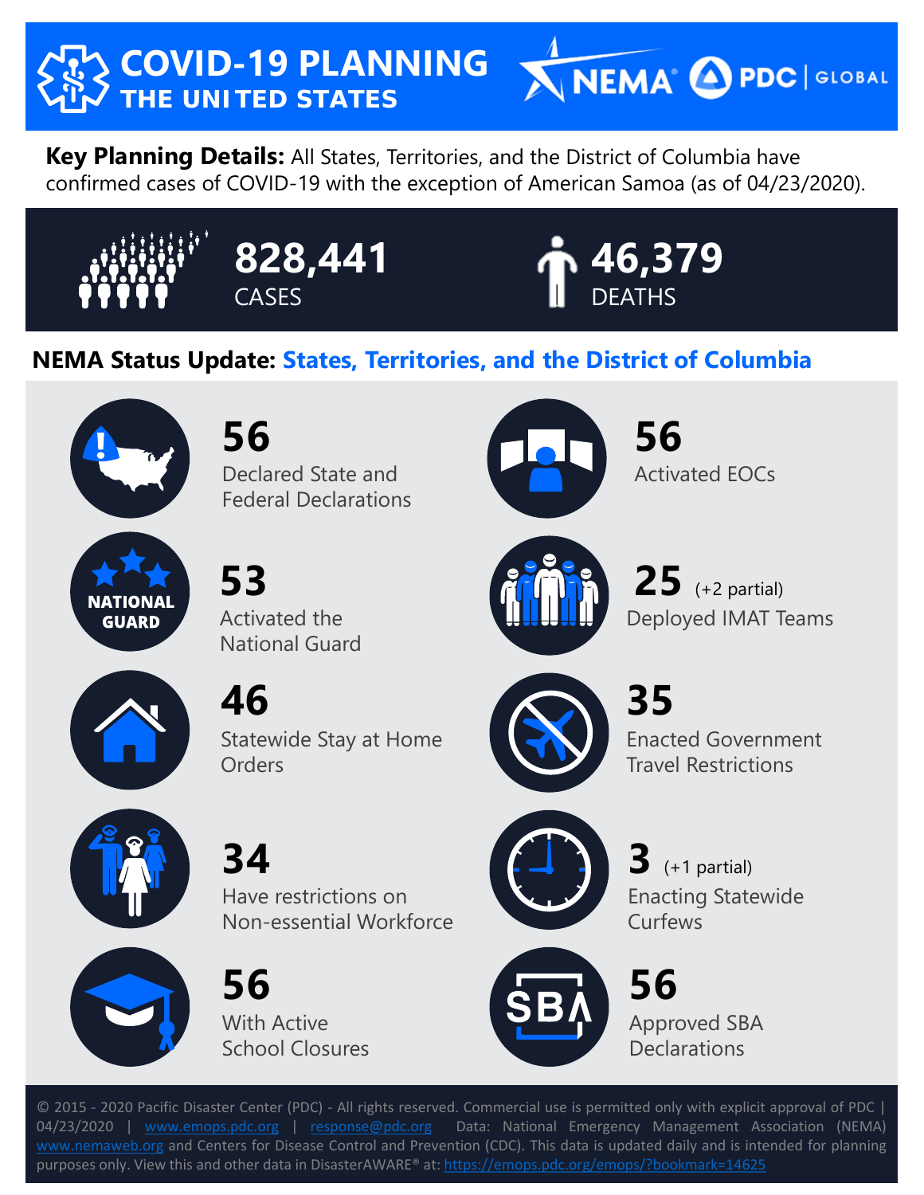# COVID-19 PLANNING
## THE UNITED STATES

NEMA | PDC | GLOBAL

**Key Planning Details:** All States, Territories, and the District of Columbia have confirmed cases of COVID-19 with the exception of American Samoa (as of 04/23/2020).

**828,441** CASES

**46,379** DEATHS

## NEMA Status Update: States, Territories, and the District of Columbia

**56**
Declared State and Federal Declarations

**56**
Activated EOCs

**53**
Activated the National Guard

**25** (+2 partial)
Deployed IMAT Teams

**46**
Statewide Stay at Home Orders

**35**
Enacted Government Travel Restrictions

**34**
Have restrictions on Non-essential Workforce

**3** (+1 partial)
Enacting Statewide Curfews

**56**
With Active School Closures

**56**
Approved SBA Declarations

© 2015 - 2020 Pacific Disaster Center (PDC) - All rights reserved. Commercial use is permitted only with explicit approval of PDC | 04/23/2020 | www.emops.pdc.org | response@pdc.org Data: National Emergency Management Association (NEMA) www.nemaweb.org and Centers for Disease Control and Prevention (CDC). This data is updated daily and is intended for planning purposes only. View this and other data in DisasterAWARE® at: https://emops.pdc.org/emops/?bookmark=14625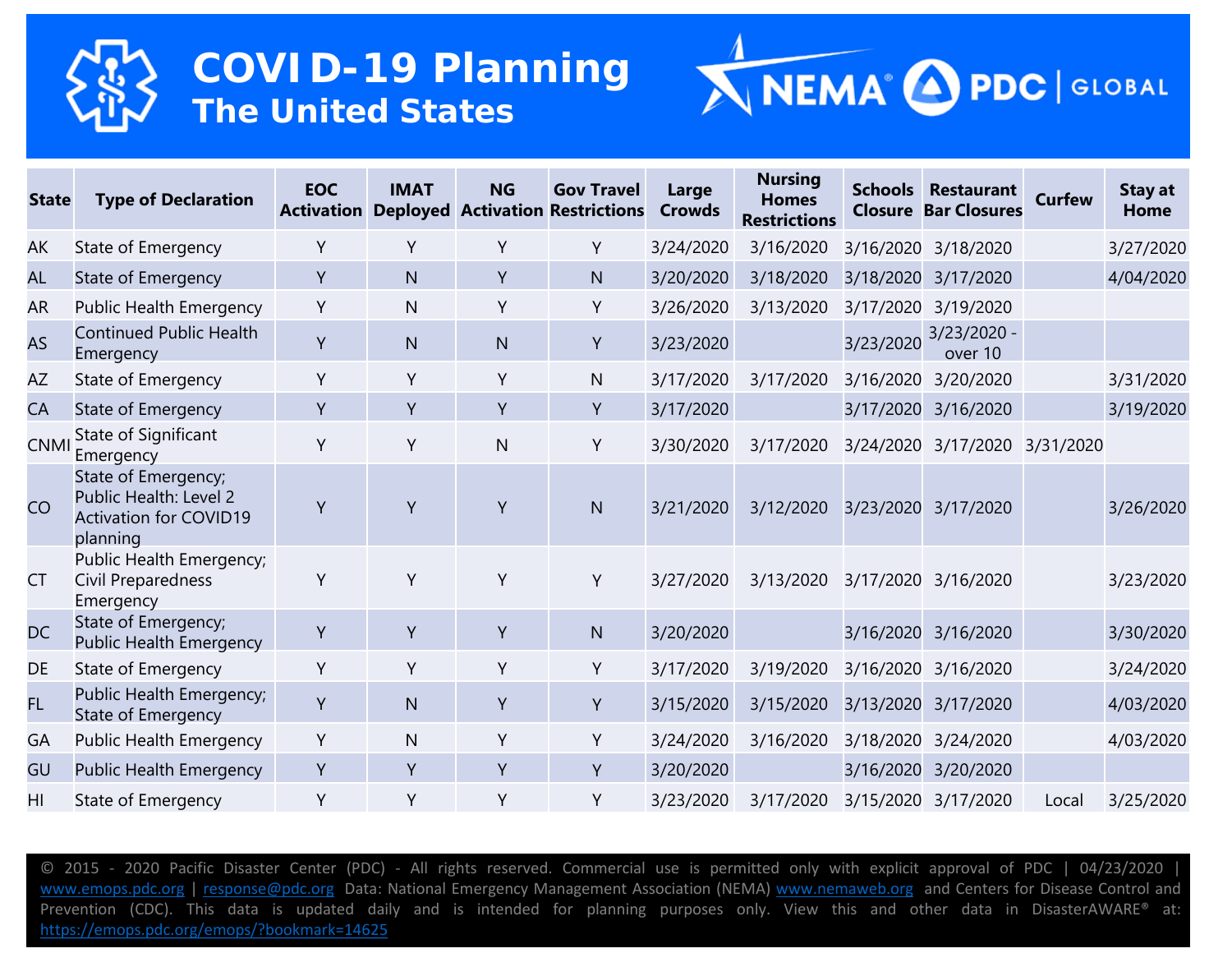# COVID-19 Planning
## The United States

| State | Type of Declaration | EOC Activation | IMAT Deployed | NG Activation | Gov Travel Restrictions | Large Crowds | Nursing Homes Restrictions | Schools Closure | Restaurant Bar Closures | Curfew | Stay at Home |
|---|---|---|---|---|---|---|---|---|---|---|---|
| AK | State of Emergency | Y | Y | Y | Y | 3/24/2020 | 3/16/2020 | 3/16/2020 | 3/18/2020 | | 3/27/2020 |
| AL | State of Emergency | Y | N | Y | N | 3/20/2020 | 3/18/2020 | 3/18/2020 | 3/17/2020 | | 4/04/2020 |
| AR | Public Health Emergency | Y | N | Y | Y | 3/26/2020 | 3/13/2020 | 3/17/2020 | 3/19/2020 | | |
| AS | Continued Public Health Emergency | Y | N | N | Y | 3/23/2020 | | 3/23/2020 | 3/23/2020 - over 10 | | |
| AZ | State of Emergency | Y | Y | Y | N | 3/17/2020 | 3/17/2020 | 3/16/2020 | 3/20/2020 | | 3/31/2020 |
| CA | State of Emergency | Y | Y | Y | Y | 3/17/2020 | | 3/17/2020 | 3/16/2020 | | 3/19/2020 |
| CNMI | State of Significant Emergency | Y | Y | N | Y | 3/30/2020 | 3/17/2020 | 3/24/2020 | 3/17/2020 | 3/31/2020 | |
| CO | State of Emergency; Public Health: Level 2 Activation for COVID19 planning | Y | Y | Y | N | 3/21/2020 | 3/12/2020 | 3/23/2020 | 3/17/2020 | | 3/26/2020 |
| CT | Public Health Emergency; Civil Preparedness Emergency | Y | Y | Y | Y | 3/27/2020 | 3/13/2020 | 3/17/2020 | 3/16/2020 | | 3/23/2020 |
| DC | State of Emergency; Public Health Emergency | Y | Y | Y | N | 3/20/2020 | | 3/16/2020 | 3/16/2020 | | 3/30/2020 |
| DE | State of Emergency | Y | Y | Y | Y | 3/17/2020 | 3/19/2020 | 3/16/2020 | 3/16/2020 | | 3/24/2020 |
| FL | Public Health Emergency; State of Emergency | Y | N | Y | Y | 3/15/2020 | 3/15/2020 | 3/13/2020 | 3/17/2020 | | 4/03/2020 |
| GA | Public Health Emergency | Y | N | Y | Y | 3/24/2020 | 3/16/2020 | 3/18/2020 | 3/24/2020 | | 4/03/2020 |
| GU | Public Health Emergency | Y | Y | Y | Y | 3/20/2020 | | 3/16/2020 | 3/20/2020 | | |
| HI | State of Emergency | Y | Y | Y | Y | 3/23/2020 | 3/17/2020 | 3/15/2020 | 3/17/2020 | Local | 3/25/2020 |

© 2015 - 2020 Pacific Disaster Center (PDC) - All rights reserved. Commercial use is permitted only with explicit approval of PDC | 04/23/2020 | www.emops.pdc.org | response@pdc.org Data: National Emergency Management Association (NEMA) www.nemaweb.org and Centers for Disease Control and Prevention (CDC). This data is updated daily and is intended for planning purposes only. View this and other data in DisasterAWARE® at: https://emops.pdc.org/emops/?bookmark=14625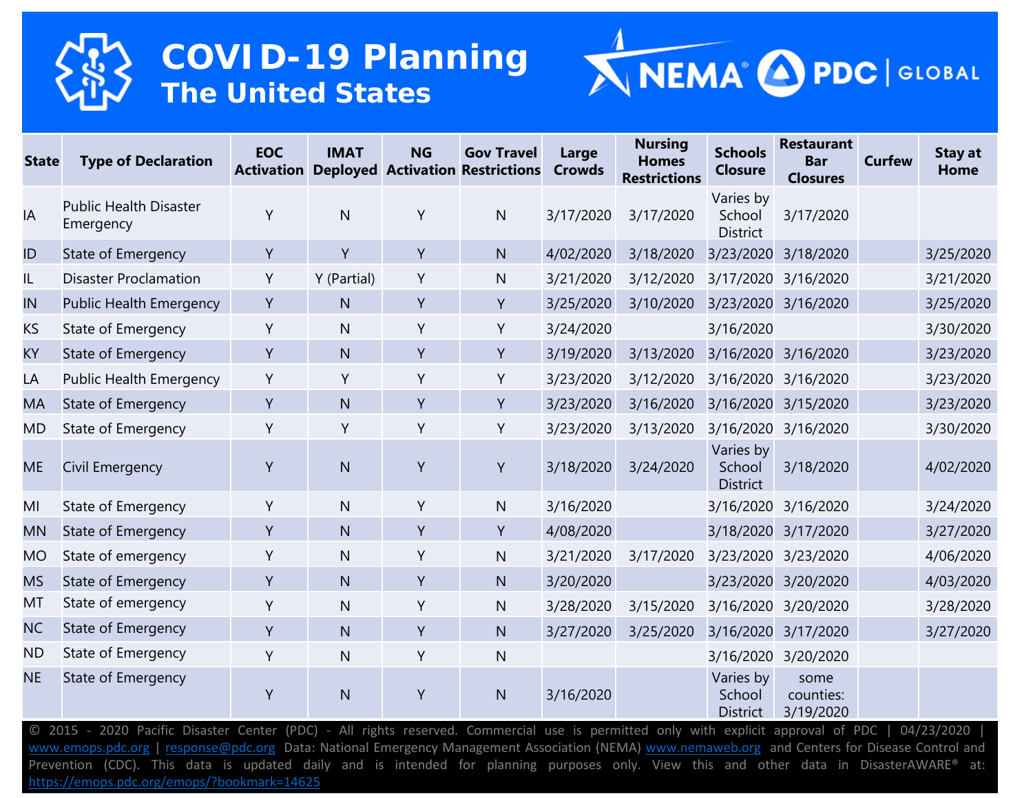# COVID-19 Planning
## The United States

| State | Type of Declaration | EOC Activation | IMAT Deployed | NG Activation | Gov Travel Restrictions | Large Crowds | Nursing Homes Restrictions | Schools Closure | Restaurant Bar Closures | Curfew | Stay at Home |
|---|---|---|---|---|---|---|---|---|---|---|---|
| IA | Public Health Disaster Emergency | Y | N | Y | N | 3/17/2020 | 3/17/2020 | Varies by School District | 3/17/2020 | | |
| ID | State of Emergency | Y | Y | Y | N | 4/02/2020 | 3/18/2020 | 3/23/2020 | 3/18/2020 | | 3/25/2020 |
| IL | Disaster Proclamation | Y | Y (Partial) | Y | N | 3/21/2020 | 3/12/2020 | 3/17/2020 | 3/16/2020 | | 3/21/2020 |
| IN | Public Health Emergency | Y | N | Y | Y | 3/25/2020 | 3/10/2020 | 3/23/2020 | 3/16/2020 | | 3/25/2020 |
| KS | State of Emergency | Y | N | Y | Y | 3/24/2020 | | 3/16/2020 | | | 3/30/2020 |
| KY | State of Emergency | Y | N | Y | Y | 3/19/2020 | 3/13/2020 | 3/16/2020 | 3/16/2020 | | 3/23/2020 |
| LA | Public Health Emergency | Y | Y | Y | Y | 3/23/2020 | 3/12/2020 | 3/16/2020 | 3/16/2020 | | 3/23/2020 |
| MA | State of Emergency | Y | N | Y | Y | 3/23/2020 | 3/16/2020 | 3/16/2020 | 3/15/2020 | | 3/23/2020 |
| MD | State of Emergency | Y | Y | Y | Y | 3/23/2020 | 3/13/2020 | 3/16/2020 | 3/16/2020 | | 3/30/2020 |
| ME | Civil Emergency | Y | N | Y | Y | 3/18/2020 | 3/24/2020 | Varies by School District | 3/18/2020 | | 4/02/2020 |
| MI | State of Emergency | Y | N | Y | N | 3/16/2020 | | 3/16/2020 | 3/16/2020 | | 3/24/2020 |
| MN | State of Emergency | Y | N | Y | Y | 4/08/2020 | | 3/18/2020 | 3/17/2020 | | 3/27/2020 |
| MO | State of emergency | Y | N | Y | N | 3/21/2020 | 3/17/2020 | 3/23/2020 | 3/23/2020 | | 4/06/2020 |
| MS | State of Emergency | Y | N | Y | N | 3/20/2020 | | 3/23/2020 | 3/20/2020 | | 4/03/2020 |
| MT | State of emergency | Y | N | Y | N | 3/28/2020 | 3/15/2020 | 3/16/2020 | 3/20/2020 | | 3/28/2020 |
| NC | State of Emergency | Y | N | Y | N | 3/27/2020 | 3/25/2020 | 3/16/2020 | 3/17/2020 | | 3/27/2020 |
| ND | State of Emergency | Y | N | Y | N | | | 3/16/2020 | 3/20/2020 | | |
| NE | State of Emergency | Y | N | Y | N | 3/16/2020 | | Varies by School District | some counties: 3/19/2020 | | |

© 2015 - 2020 Pacific Disaster Center (PDC) - All rights reserved. Commercial use is permitted only with explicit approval of PDC | 04/23/2020 | www.emops.pdc.org | response@pdc.org Data: National Emergency Management Association (NEMA) www.nemaweb.org and Centers for Disease Control and Prevention (CDC). This data is updated daily and is intended for planning purposes only. View this and other data in DisasterAWARE® at: https://emops.pdc.org/emops/?bookmark=14625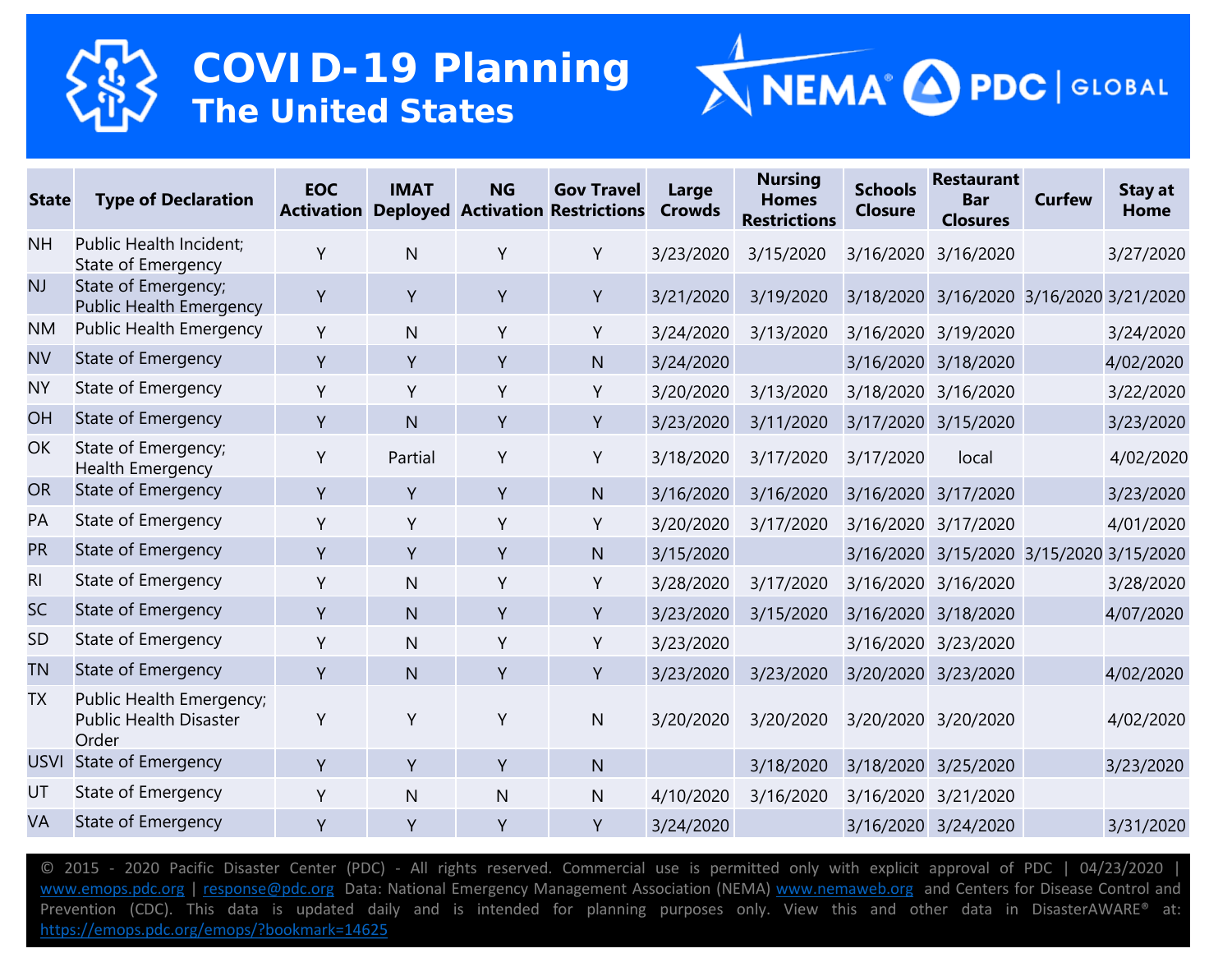# COVID-19 Planning
## The United States

| State | Type of Declaration | EOC Activation | IMAT Deployed | NG Activation | Gov Travel Restrictions | Large Crowds | Nursing Homes Restrictions | Schools Closure | Restaurant Bar Closures | Curfew | Stay at Home |
|---|---|---|---|---|---|---|---|---|---|---|---|
| NH | Public Health Incident; State of Emergency | Y | N | Y | Y | 3/23/2020 | 3/15/2020 | 3/16/2020 | 3/16/2020 | | 3/27/2020 |
| NJ | State of Emergency; Public Health Emergency | Y | Y | Y | Y | 3/21/2020 | 3/19/2020 | 3/18/2020 | 3/16/2020 | 3/16/2020 | 3/21/2020 |
| NM | Public Health Emergency | Y | N | Y | Y | 3/24/2020 | 3/13/2020 | 3/16/2020 | 3/19/2020 | | 3/24/2020 |
| NV | State of Emergency | Y | Y | Y | N | 3/24/2020 | | 3/16/2020 | 3/18/2020 | | 4/02/2020 |
| NY | State of Emergency | Y | Y | Y | Y | 3/20/2020 | 3/13/2020 | 3/18/2020 | 3/16/2020 | | 3/22/2020 |
| OH | State of Emergency | Y | N | Y | Y | 3/23/2020 | 3/11/2020 | 3/17/2020 | 3/15/2020 | | 3/23/2020 |
| OK | State of Emergency; Health Emergency | Y | Partial | Y | Y | 3/18/2020 | 3/17/2020 | 3/17/2020 | local | | 4/02/2020 |
| OR | State of Emergency | Y | Y | Y | N | 3/16/2020 | 3/16/2020 | 3/16/2020 | 3/17/2020 | | 3/23/2020 |
| PA | State of Emergency | Y | Y | Y | Y | 3/20/2020 | 3/17/2020 | 3/16/2020 | 3/17/2020 | | 4/01/2020 |
| PR | State of Emergency | Y | Y | Y | N | 3/15/2020 | | 3/16/2020 | 3/15/2020 | 3/15/2020 | 3/15/2020 |
| RI | State of Emergency | Y | N | Y | Y | 3/28/2020 | 3/17/2020 | 3/16/2020 | 3/16/2020 | | 3/28/2020 |
| SC | State of Emergency | Y | N | Y | Y | 3/23/2020 | 3/15/2020 | 3/16/2020 | 3/18/2020 | | 4/07/2020 |
| SD | State of Emergency | Y | N | Y | Y | 3/23/2020 | | 3/16/2020 | 3/23/2020 | | |
| TN | State of Emergency | Y | N | Y | Y | 3/23/2020 | 3/23/2020 | 3/20/2020 | 3/23/2020 | | 4/02/2020 |
| TX | Public Health Emergency; Public Health Disaster Order | Y | Y | Y | N | 3/20/2020 | 3/20/2020 | 3/20/2020 | 3/20/2020 | | 4/02/2020 |
| USVI | State of Emergency | Y | Y | Y | N | | 3/18/2020 | 3/18/2020 | 3/25/2020 | | 3/23/2020 |
| UT | State of Emergency | Y | N | N | N | 4/10/2020 | 3/16/2020 | 3/16/2020 | 3/21/2020 | | |
| VA | State of Emergency | Y | Y | Y | Y | 3/24/2020 | | 3/16/2020 | 3/24/2020 | | 3/31/2020 |

© 2015 - 2020 Pacific Disaster Center (PDC) - All rights reserved. Commercial use is permitted only with explicit approval of PDC | 04/23/2020 | www.emops.pdc.org | response@pdc.org Data: National Emergency Management Association (NEMA) www.nemaweb.org and Centers for Disease Control and Prevention (CDC). This data is updated daily and is intended for planning purposes only. View this and other data in DisasterAWARE® at: https://emops.pdc.org/emops/?bookmark=14625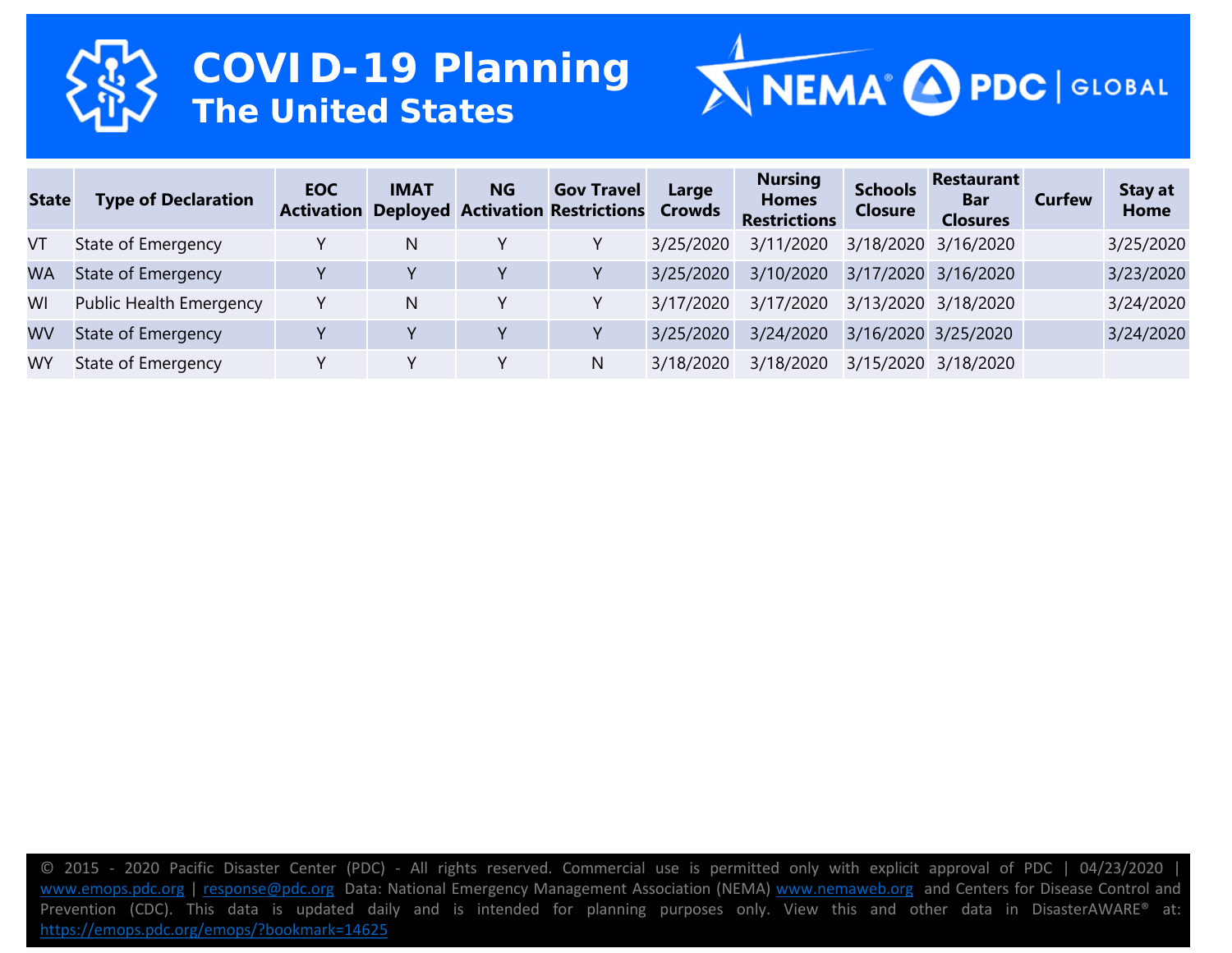# COVID-19 Planning
## The United States

| State | Type of Declaration | EOC Activation | IMAT Deployed | NG Activation | Gov Travel Restrictions | Large Crowds | Nursing Homes Restrictions | Schools Closure | Restaurant Bar Closures | Curfew | Stay at Home |
|---|---|---|---|---|---|---|---|---|---|---|---|
| VT | State of Emergency | Y | N | Y | Y | 3/25/2020 | 3/11/2020 | 3/18/2020 | 3/16/2020 | | 3/25/2020 |
| WA | State of Emergency | Y | Y | Y | Y | 3/25/2020 | 3/10/2020 | 3/17/2020 | 3/16/2020 | | 3/23/2020 |
| WI | Public Health Emergency | Y | N | Y | Y | 3/17/2020 | 3/17/2020 | 3/13/2020 | 3/18/2020 | | 3/24/2020 |
| WV | State of Emergency | Y | Y | Y | Y | 3/25/2020 | 3/24/2020 | 3/16/2020 | 3/25/2020 | | 3/24/2020 |
| WY | State of Emergency | Y | Y | Y | N | 3/18/2020 | 3/18/2020 | 3/15/2020 | 3/18/2020 | | |

© 2015 - 2020 Pacific Disaster Center (PDC) - All rights reserved. Commercial use is permitted only with explicit approval of PDC | 04/23/2020 | www.emops.pdc.org | response@pdc.org Data: National Emergency Management Association (NEMA) www.nemaweb.org and Centers for Disease Control and Prevention (CDC). This data is updated daily and is intended for planning purposes only. View this and other data in DisasterAWARE® at: https://emops.pdc.org/emops/?bookmark=14625